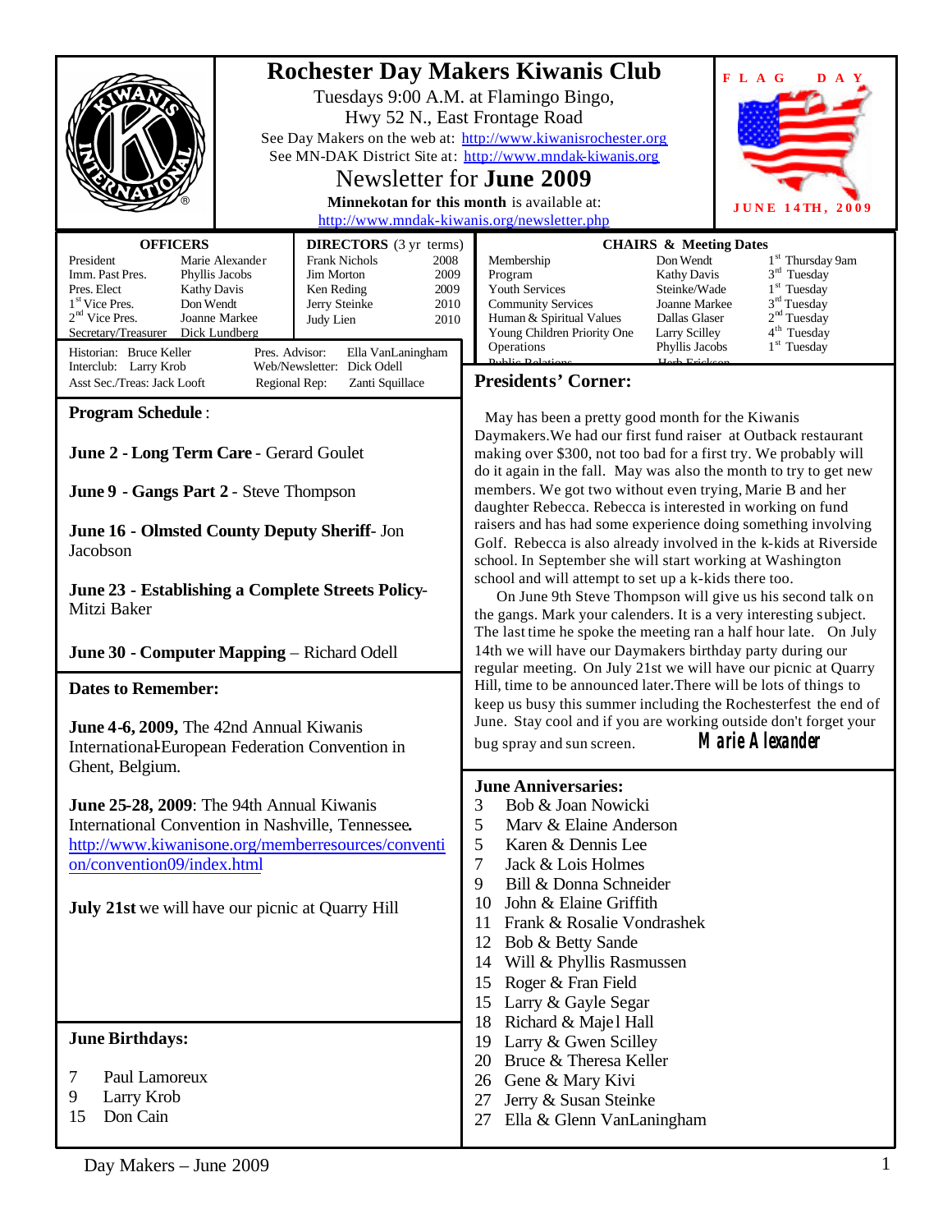# Rochester Day Makers Kiwanis Club

Tuesdays 9:00 A.M. at Flamingo Bingo,
Hwy 52 N., East Frontage Road

See Day Makers on the web at: http://www.kiwanisrochester.org

See MN-DAK District Site at: http://www.mndak-kiwanis.org

## Newsletter for June 2009

**Minnekotan for this month** is available at: http://www.mndak-kiwanis.org/newsletter.php

FLAG DAY — JUNE 14TH, 2009

| OFFICERS | |
|---|---|
| President | Marie Alexander |
| Imm. Past Pres. | Phyllis Jacobs |
| Pres. Elect | Kathy Davis |
| 1st Vice Pres. | Don Wendt |
| 2nd Vice Pres. | Joanne Markee |
| Secretary/Treasurer | Dick Lundberg |

| DIRECTORS (3 yr terms) | |
|---|---|
| Frank Nichols | 2008 |
| Jim Morton | 2009 |
| Ken Reding | 2009 |
| Jerry Steinke | 2010 |
| Judy Lien | 2010 |

Historian: Bruce Keller — Pres. Advisor: Ella VanLaningham
Interclub: Larry Krob — Web/Newsletter: Dick Odell
Asst Sec./Treas: Jack Looft — Regional Rep: Zanti Squillace

| CHAIRS & Meeting Dates | | |
|---|---|---|
| Membership | Don Wendt | 1st Thursday 9am |
| Program | Kathy Davis | 3rd Tuesday |
| Youth Services | Steinke/Wade | 1st Tuesday |
| Community Services | Joanne Markee | 3rd Tuesday |
| Human & Spiritual Values | Dallas Glaser | 2nd Tuesday |
| Young Children Priority One | Larry Scilley | 4th Tuesday |
| Operations | Phyllis Jacobs | 1st Tuesday |
| Public Relations | Herb Erickson | |

## Program Schedule:

**June 2 - Long Term Care** - Gerard Goulet

**June 9 - Gangs Part 2** - Steve Thompson

**June 16 - Olmsted County Deputy Sheriff**- Jon Jacobson

**June 23 - Establishing a Complete Streets Policy**- Mitzi Baker

**June 30 - Computer Mapping** – Richard Odell

## Dates to Remember:

**June 4-6, 2009,** The 42nd Annual Kiwanis International-European Federation Convention in Ghent, Belgium.

**June 25-28, 2009**: The 94th Annual Kiwanis International Convention in Nashville, Tennessee**.** http://www.kiwanisone.org/memberresources/convention/convention09/index.html

**July 21st** we will have our picnic at Quarry Hill

## June Birthdays:

7 Paul Lamoreux
9 Larry Krob
15 Don Cain

## Presidents' Corner:

May has been a pretty good month for the Kiwanis Daymakers.We had our first fund raiser at Outback restaurant making over $300, not too bad for a first try. We probably will do it again in the fall. May was also the month to try to get new members. We got two without even trying, Marie B and her daughter Rebecca. Rebecca is interested in working on fund raisers and has had some experience doing something involving Golf. Rebecca is also already involved in the k-kids at Riverside school. In September she will start working at Washington school and will attempt to set up a k-kids there too.

On June 9th Steve Thompson will give us his second talk on the gangs. Mark your calenders. It is a very interesting subject. The last time he spoke the meeting ran a half hour late. On July 14th we will have our Daymakers birthday party during our regular meeting. On July 21st we will have our picnic at Quarry Hill, time to be announced later.There will be lots of things to keep us busy this summer including the Rochesterfest the end of June. Stay cool and if you are working outside don't forget your bug spray and sun screen.

**Marie Alexander**

## June Anniversaries:

3 Bob & Joan Nowicki
5 Marv & Elaine Anderson
5 Karen & Dennis Lee
7 Jack & Lois Holmes
9 Bill & Donna Schneider
10 John & Elaine Griffith
11 Frank & Rosalie Vondrashek
12 Bob & Betty Sande
14 Will & Phyllis Rasmussen
15 Roger & Fran Field
15 Larry & Gayle Segar
18 Richard & Majel Hall
19 Larry & Gwen Scilley
20 Bruce & Theresa Keller
26 Gene & Mary Kivi
27 Jerry & Susan Steinke
27 Ella & Glenn VanLaningham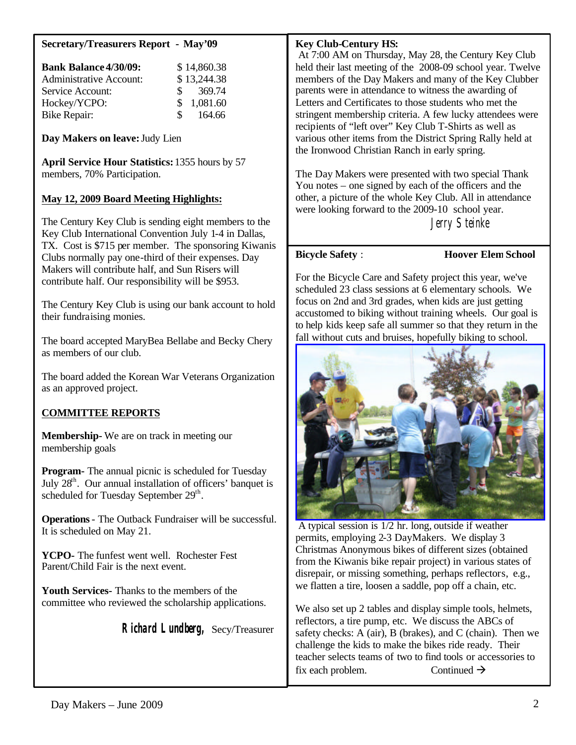**Secretary/Treasurers Report - May'09**

| **Bank Balance 4/30/09:** | $ 14,860.38 |
|---|---|
| Administrative Account: | $ 13,244.38 |
| Service Account: | $ 369.74 |
| Hockey/YCPO: | $ 1,081.60 |
| Bike Repair: | $ 164.66 |

**Day Makers on leave:** Judy Lien

**April Service Hour Statistics:** 1355 hours by 57 members, 70% Participation.

**May 12, 2009 Board Meeting Highlights:**

The Century Key Club is sending eight members to the Key Club International Convention July 1-4 in Dallas, TX. Cost is $715 per member. The sponsoring Kiwanis Clubs normally pay one-third of their expenses. Day Makers will contribute half, and Sun Risers will contribute half. Our responsibility will be $953.

The Century Key Club is using our bank account to hold their fundraising monies.

The board accepted MaryBea Bellabe and Becky Chery as members of our club.

The board added the Korean War Veterans Organization as an approved project.

**COMMITTEE REPORTS**

**Membership**- We are on track in meeting our membership goals

**Program**- The annual picnic is scheduled for Tuesday July 28th. Our annual installation of officers' banquet is scheduled for Tuesday September 29th.

**Operations** - The Outback Fundraiser will be successful. It is scheduled on May 21.

**YCPO**- The funfest went well. Rochester Fest Parent/Child Fair is the next event.

**Youth Services**- Thanks to the members of the committee who reviewed the scholarship applications.

**Richard Lundberg,** Secy/Treasurer

**Key Club-Century HS:**

At 7:00 AM on Thursday, May 28, the Century Key Club held their last meeting of the 2008-09 school year. Twelve members of the Day Makers and many of the Key Clubber parents were in attendance to witness the awarding of Letters and Certificates to those students who met the stringent membership criteria. A few lucky attendees were recipients of "left over" Key Club T-Shirts as well as various other items from the District Spring Rally held at the Ironwood Christian Ranch in early spring.

The Day Makers were presented with two special Thank You notes – one signed by each of the officers and the other, a picture of the whole Key Club. All in attendance were looking forward to the 2009-10 school year.

Jerry Steinke

**Bicycle Safety** : **Hoover Elem School**

For the Bicycle Care and Safety project this year, we've scheduled 23 class sessions at 6 elementary schools. We focus on 2nd and 3rd grades, when kids are just getting accustomed to biking without training wheels. Our goal is to help kids keep safe all summer so that they return in the fall without cuts and bruises, hopefully biking to school.

A typical session is 1/2 hr. long, outside if weather permits, employing 2-3 DayMakers. We display 3 Christmas Anonymous bikes of different sizes (obtained from the Kiwanis bike repair project) in various states of disrepair, or missing something, perhaps reflectors, e.g., we flatten a tire, loosen a saddle, pop off a chain, etc.

We also set up 2 tables and display simple tools, helmets, reflectors, a tire pump, etc. We discuss the ABCs of safety checks: A (air), B (brakes), and C (chain). Then we challenge the kids to make the bikes ride ready. Their teacher selects teams of two to find tools or accessories to fix each problem. Continued →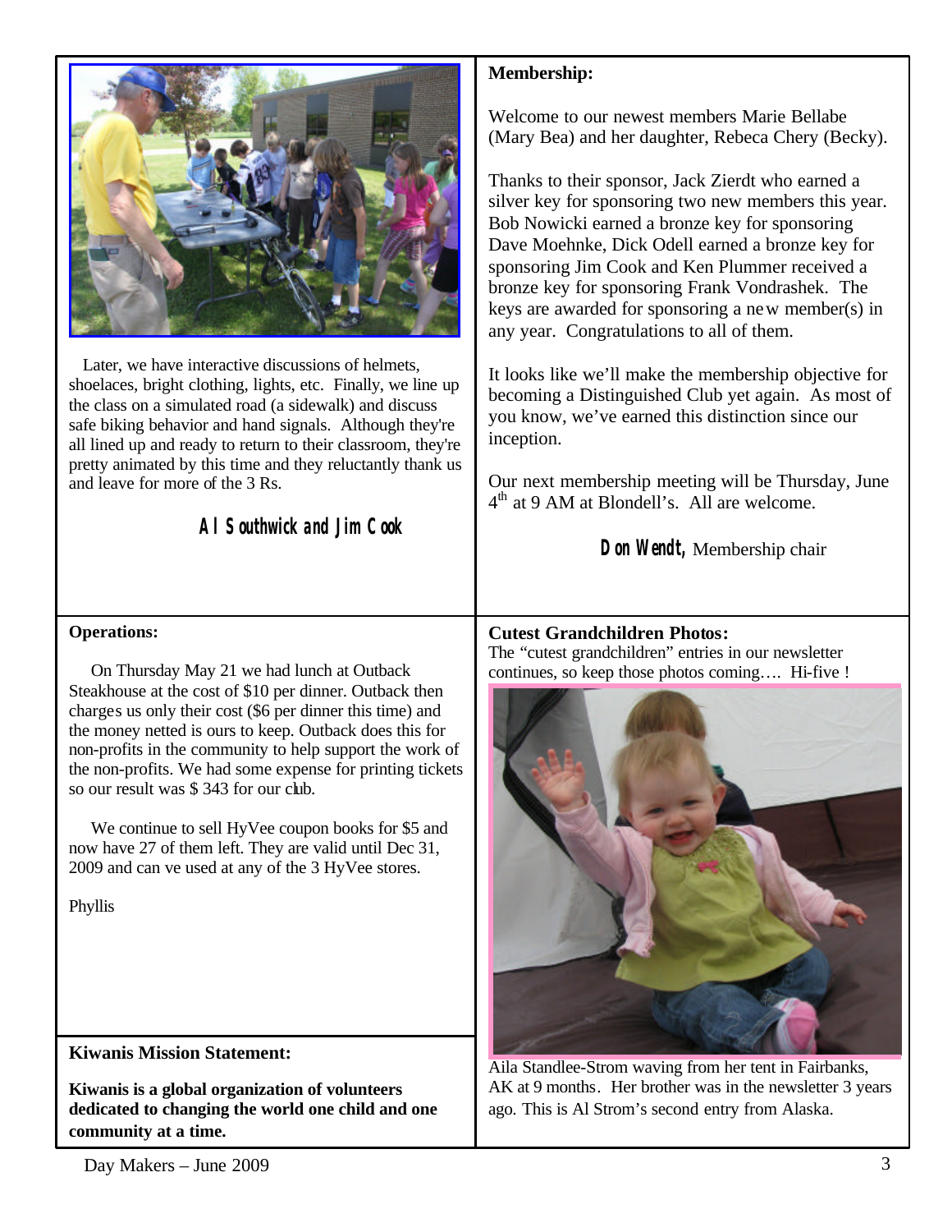Later, we have interactive discussions of helmets, shoelaces, bright clothing, lights, etc. Finally, we line up the class on a simulated road (a sidewalk) and discuss safe biking behavior and hand signals. Although they're all lined up and ready to return to their classroom, they're pretty animated by this time and they reluctantly thank us and leave for more of the 3 Rs.

**Al Southwick and Jim Cook**

### Membership:

Welcome to our newest members Marie Bellabe (Mary Bea) and her daughter, Rebeca Chery (Becky).

Thanks to their sponsor, Jack Zierdt who earned a silver key for sponsoring two new members this year. Bob Nowicki earned a bronze key for sponsoring Dave Moehnke, Dick Odell earned a bronze key for sponsoring Jim Cook and Ken Plummer received a bronze key for sponsoring Frank Vondrashek. The keys are awarded for sponsoring a new member(s) in any year. Congratulations to all of them.

It looks like we'll make the membership objective for becoming a Distinguished Club yet again. As most of you know, we've earned this distinction since our inception.

Our next membership meeting will be Thursday, June 4th at 9 AM at Blondell's. All are welcome.

**Don Wendt,** Membership chair

### Operations:

On Thursday May 21 we had lunch at Outback Steakhouse at the cost of $10 per dinner. Outback then charges us only their cost ($6 per dinner this time) and the money netted is ours to keep. Outback does this for non-profits in the community to help support the work of the non-profits. We had some expense for printing tickets so our result was $ 343 for our club.

We continue to sell HyVee coupon books for $5 and now have 27 of them left. They are valid until Dec 31, 2009 and can ve used at any of the 3 HyVee stores.

Phyllis

### Cutest Grandchildren Photos:

The "cutest grandchildren" entries in our newsletter continues, so keep those photos coming…. Hi-five !

Aila Standlee-Strom waving from her tent in Fairbanks, AK at 9 months. Her brother was in the newsletter 3 years ago. This is Al Strom's second entry from Alaska.

### Kiwanis Mission Statement:

**Kiwanis is a global organization of volunteers dedicated to changing the world one child and one community at a time.**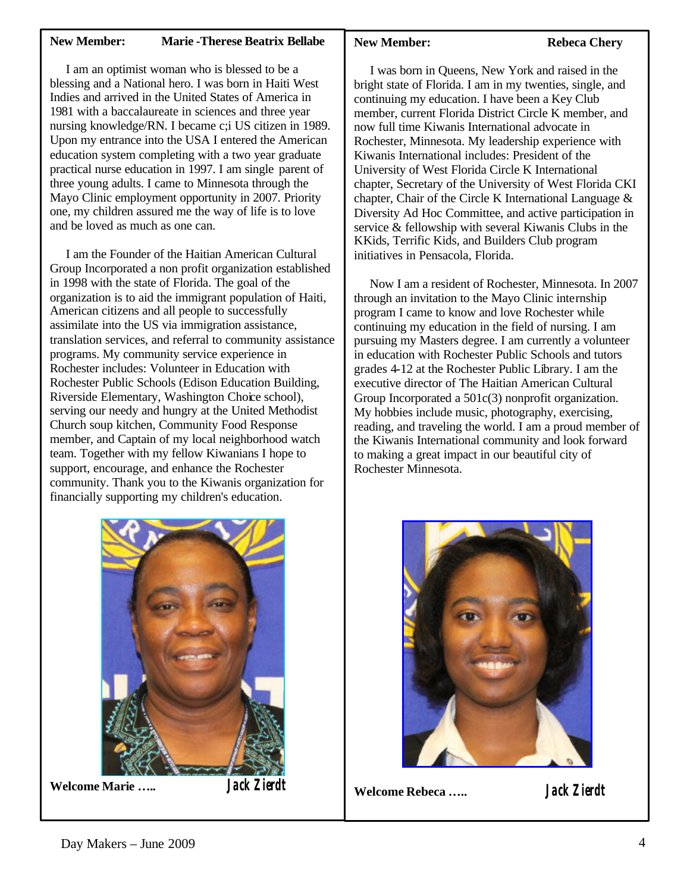**New Member: Marie -Therese Beatrix Bellabe**

I am an optimist woman who is blessed to be a blessing and a National hero. I was born in Haiti West Indies and arrived in the United States of America in 1981 with a baccalaureate in sciences and three year nursing knowledge/RN. I became c;i US citizen in 1989. Upon my entrance into the USA I entered the American education system completing with a two year graduate practical nurse education in 1997. I am single parent of three young adults. I came to Minnesota through the Mayo Clinic employment opportunity in 2007. Priority one, my children assured me the way of life is to love and be loved as much as one can.

I am the Founder of the Haitian American Cultural Group Incorporated a non profit organization established in 1998 with the state of Florida. The goal of the organization is to aid the immigrant population of Haiti, American citizens and all people to successfully assimilate into the US via immigration assistance, translation services, and referral to community assistance programs. My community service experience in Rochester includes: Volunteer in Education with Rochester Public Schools (Edison Education Building, Riverside Elementary, Washington Choice school), serving our needy and hungry at the United Methodist Church soup kitchen, Community Food Response member, and Captain of my local neighborhood watch team. Together with my fellow Kiwanians I hope to support, encourage, and enhance the Rochester community. Thank you to the Kiwanis organization for financially supporting my children's education.

**Welcome Marie …..** *Jack Zierdt*

**New Member: Rebeca Chery**

I was born in Queens, New York and raised in the bright state of Florida. I am in my twenties, single, and continuing my education. I have been a Key Club member, current Florida District Circle K member, and now full time Kiwanis International advocate in Rochester, Minnesota. My leadership experience with Kiwanis International includes: President of the University of West Florida Circle K International chapter, Secretary of the University of West Florida CKI chapter, Chair of the Circle K International Language & Diversity Ad Hoc Committee, and active participation in service & fellowship with several Kiwanis Clubs in the KKids, Terrific Kids, and Builders Club program initiatives in Pensacola, Florida.

Now I am a resident of Rochester, Minnesota. In 2007 through an invitation to the Mayo Clinic internship program I came to know and love Rochester while continuing my education in the field of nursing. I am pursuing my Masters degree. I am currently a volunteer in education with Rochester Public Schools and tutors grades 4-12 at the Rochester Public Library. I am the executive director of The Haitian American Cultural Group Incorporated a 501c(3) nonprofit organization. My hobbies include music, photography, exercising, reading, and traveling the world. I am a proud member of the Kiwanis International community and look forward to making a great impact in our beautiful city of Rochester Minnesota.

**Welcome Rebeca …..** *Jack Zierdt*